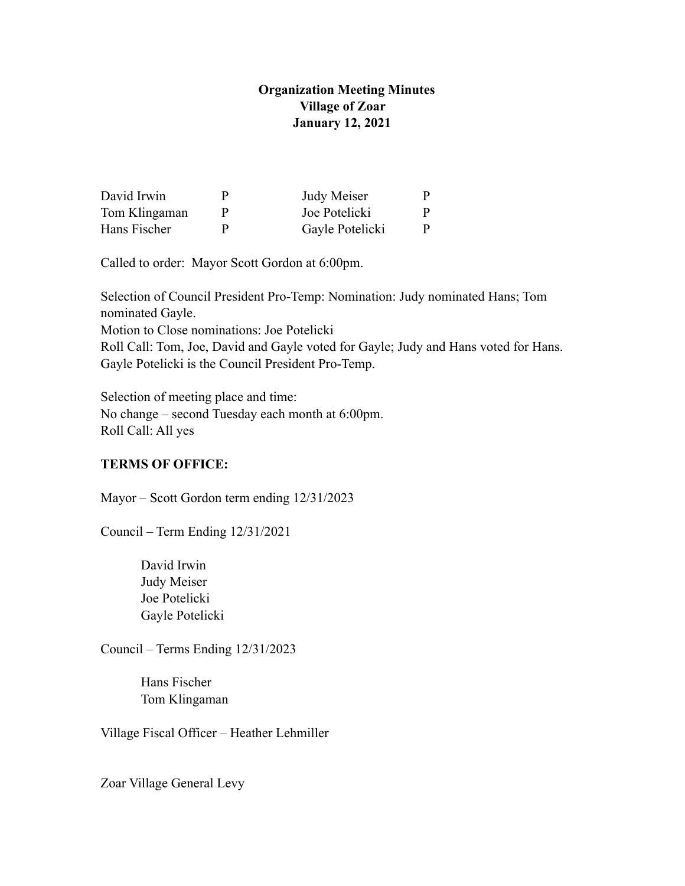# Organization Meeting Minutes
## Village of Zoar
## January 12, 2021

| | | | |
|---|---|---|---|
| David Irwin | P | Judy Meiser | P |
| Tom Klingaman | P | Joe Potelicki | P |
| Hans Fischer | P | Gayle Potelicki | P |

Called to order: Mayor Scott Gordon at 6:00pm.

Selection of Council President Pro-Temp: Nomination: Judy nominated Hans; Tom nominated Gayle.
Motion to Close nominations: Joe Potelicki
Roll Call: Tom, Joe, David and Gayle voted for Gayle; Judy and Hans voted for Hans.
Gayle Potelicki is the Council President Pro-Temp.

Selection of meeting place and time:
No change – second Tuesday each month at 6:00pm.
Roll Call: All yes

**TERMS OF OFFICE:**

Mayor – Scott Gordon term ending 12/31/2023

Council – Term Ending 12/31/2021

David Irwin
Judy Meiser
Joe Potelicki
Gayle Potelicki

Council – Terms Ending 12/31/2023

Hans Fischer
Tom Klingaman

Village Fiscal Officer – Heather Lehmiller

Zoar Village General Levy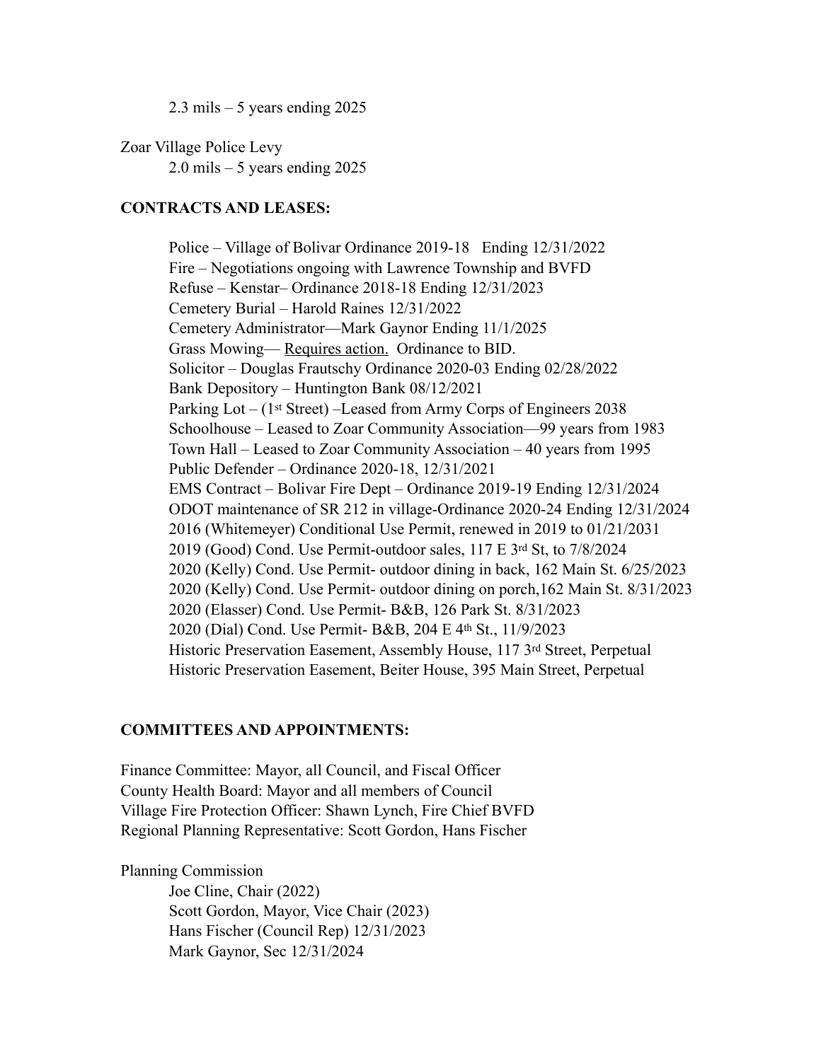2.3 mils – 5 years ending 2025

Zoar Village Police Levy

2.0 mils – 5 years ending 2025

**CONTRACTS AND LEASES:**

Police – Village of Bolivar Ordinance 2019-18 Ending 12/31/2022
Fire – Negotiations ongoing with Lawrence Township and BVFD
Refuse – Kenstar– Ordinance 2018-18 Ending 12/31/2023
Cemetery Burial – Harold Raines 12/31/2022
Cemetery Administrator—Mark Gaynor Ending 11/1/2025
Grass Mowing— <u>Requires action.</u> Ordinance to BID.
Solicitor – Douglas Frautschy Ordinance 2020-03 Ending 02/28/2022
Bank Depository – Huntington Bank 08/12/2021
Parking Lot – (1st Street) –Leased from Army Corps of Engineers 2038
Schoolhouse – Leased to Zoar Community Association—99 years from 1983
Town Hall – Leased to Zoar Community Association – 40 years from 1995
Public Defender – Ordinance 2020-18, 12/31/2021
EMS Contract – Bolivar Fire Dept – Ordinance 2019-19 Ending 12/31/2024
ODOT maintenance of SR 212 in village-Ordinance 2020-24 Ending 12/31/2024
2016 (Whitemeyer) Conditional Use Permit, renewed in 2019 to 01/21/2031
2019 (Good) Cond. Use Permit-outdoor sales, 117 E 3rd St, to 7/8/2024
2020 (Kelly) Cond. Use Permit- outdoor dining in back, 162 Main St. 6/25/2023
2020 (Kelly) Cond. Use Permit- outdoor dining on porch,162 Main St. 8/31/2023
2020 (Elasser) Cond. Use Permit- B&B, 126 Park St. 8/31/2023
2020 (Dial) Cond. Use Permit- B&B, 204 E 4th St., 11/9/2023
Historic Preservation Easement, Assembly House, 117 3rd Street, Perpetual
Historic Preservation Easement, Beiter House, 395 Main Street, Perpetual

**COMMITTEES AND APPOINTMENTS:**

Finance Committee: Mayor, all Council, and Fiscal Officer
County Health Board: Mayor and all members of Council
Village Fire Protection Officer: Shawn Lynch, Fire Chief BVFD
Regional Planning Representative: Scott Gordon, Hans Fischer

Planning Commission

Joe Cline, Chair (2022)
Scott Gordon, Mayor, Vice Chair (2023)
Hans Fischer (Council Rep) 12/31/2023
Mark Gaynor, Sec 12/31/2024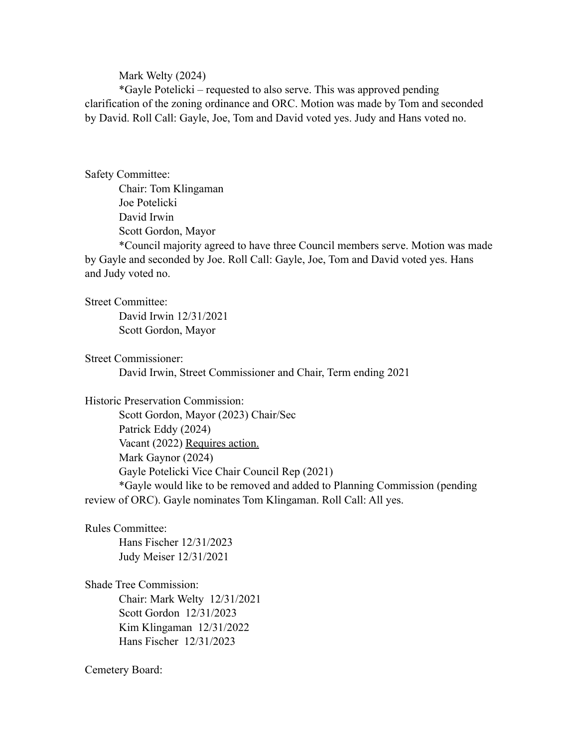Mark Welty (2024)

*Gayle Potelicki – requested to also serve. This was approved pending clarification of the zoning ordinance and ORC. Motion was made by Tom and seconded by David. Roll Call: Gayle, Joe, Tom and David voted yes. Judy and Hans voted no.

Safety Committee:

Chair: Tom Klingaman
Joe Potelicki
David Irwin
Scott Gordon, Mayor

*Council majority agreed to have three Council members serve. Motion was made by Gayle and seconded by Joe. Roll Call: Gayle, Joe, Tom and David voted yes. Hans and Judy voted no.

Street Committee:

David Irwin 12/31/2021
Scott Gordon, Mayor

Street Commissioner:

David Irwin, Street Commissioner and Chair, Term ending 2021

Historic Preservation Commission:

Scott Gordon, Mayor (2023) Chair/Sec
Patrick Eddy (2024)
Vacant (2022) <u>Requires action.</u>
Mark Gaynor (2024)
Gayle Potelicki Vice Chair Council Rep (2021)

*Gayle would like to be removed and added to Planning Commission (pending review of ORC). Gayle nominates Tom Klingaman. Roll Call: All yes.

Rules Committee:

Hans Fischer 12/31/2023
Judy Meiser 12/31/2021

Shade Tree Commission:

Chair: Mark Welty 12/31/2021
Scott Gordon 12/31/2023
Kim Klingaman 12/31/2022
Hans Fischer 12/31/2023

Cemetery Board: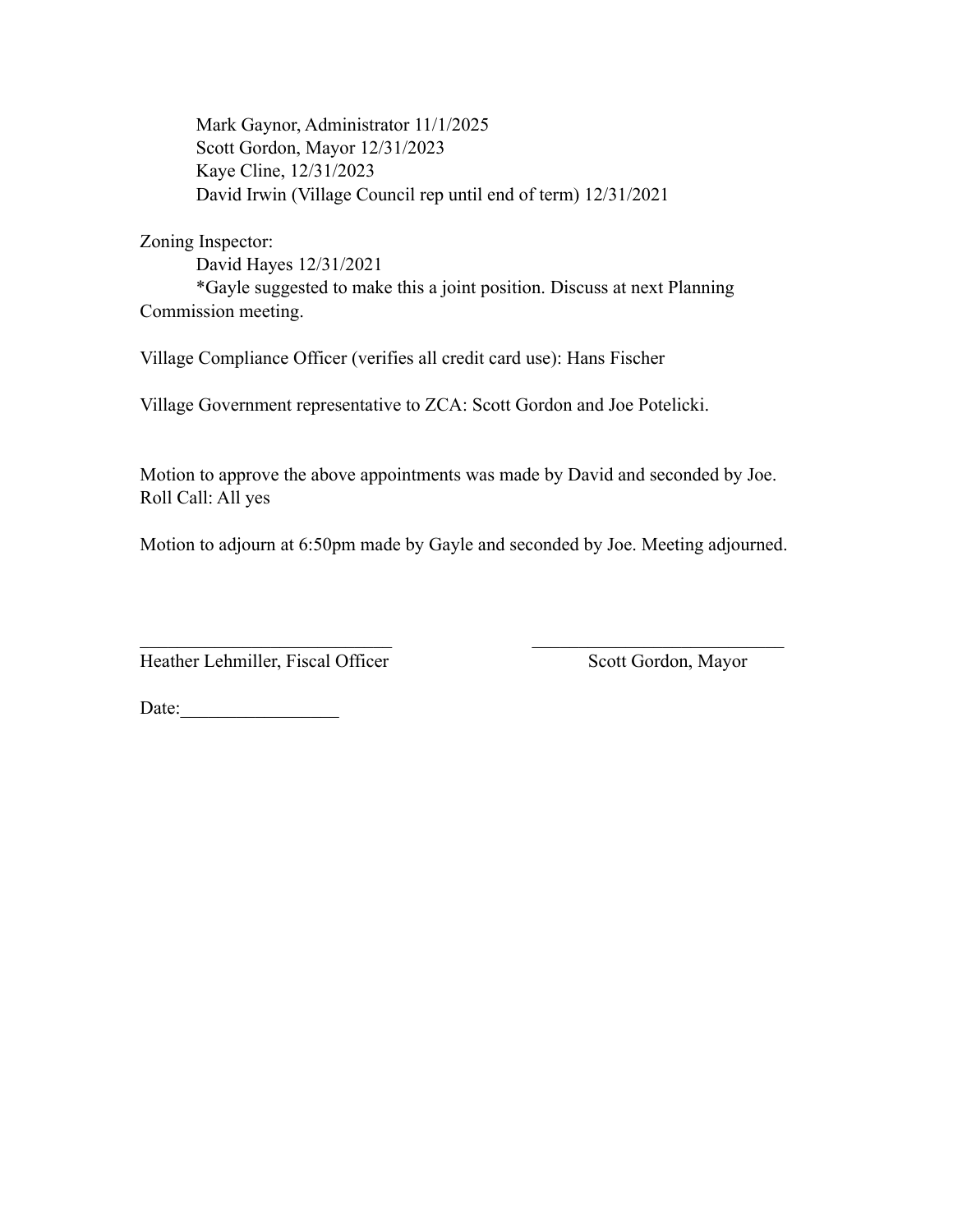Mark Gaynor, Administrator 11/1/2025
Scott Gordon, Mayor 12/31/2023
Kaye Cline, 12/31/2023
David Irwin (Village Council rep until end of term) 12/31/2021

Zoning Inspector:
David Hayes 12/31/2021
*Gayle suggested to make this a joint position. Discuss at next Planning Commission meeting.

Village Compliance Officer (verifies all credit card use): Hans Fischer

Village Government representative to ZCA: Scott Gordon and Joe Potelicki.

Motion to approve the above appointments was made by David and seconded by Joe.
Roll Call: All yes

Motion to adjourn at 6:50pm made by Gayle and seconded by Joe. Meeting adjourned.

___________________________ ___________________________
Heather Lehmiller, Fiscal Officer Scott Gordon, Mayor

Date:_________________